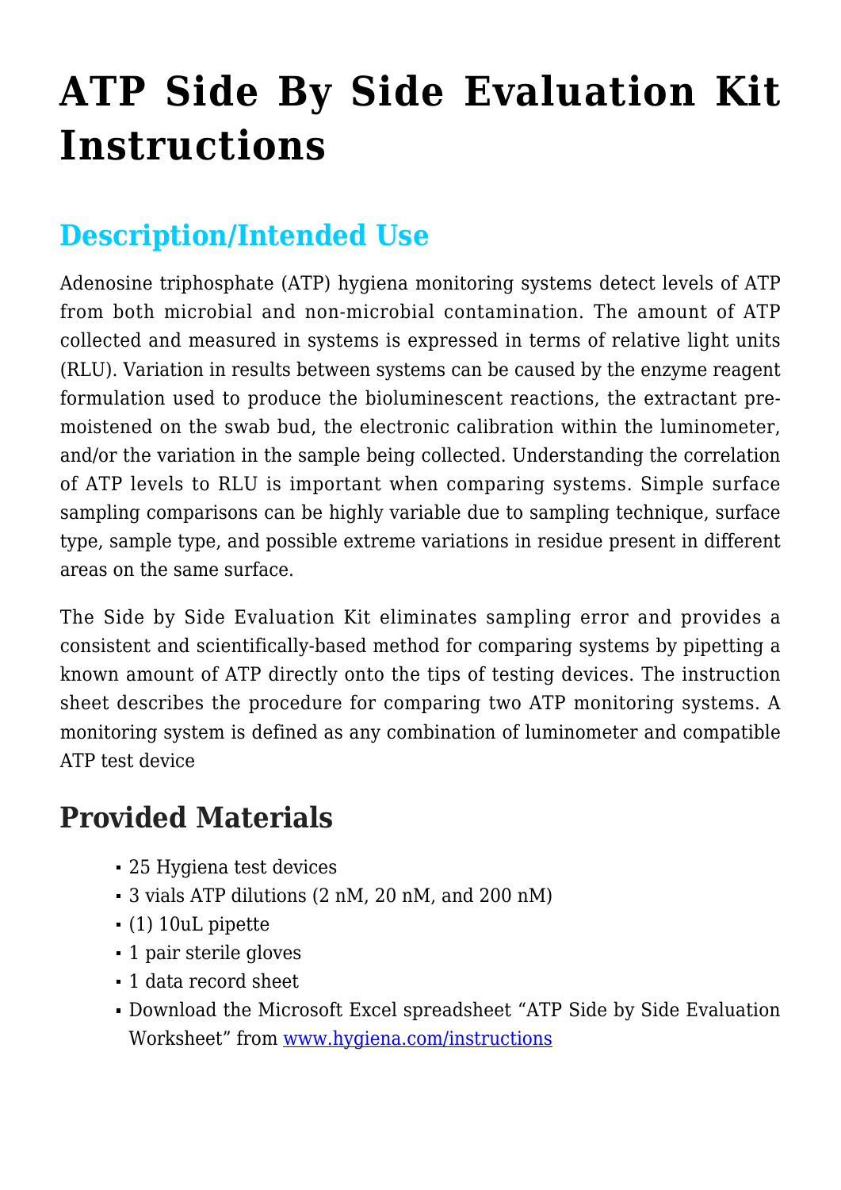# ATP Side By Side Evaluation Kit Instructions

## Description/Intended Use

Adenosine triphosphate (ATP) hygiena monitoring systems detect levels of ATP from both microbial and non-microbial contamination. The amount of ATP collected and measured in systems is expressed in terms of relative light units (RLU). Variation in results between systems can be caused by the enzyme reagent formulation used to produce the bioluminescent reactions, the extractant pre-moistened on the swab bud, the electronic calibration within the luminometer, and/or the variation in the sample being collected. Understanding the correlation of ATP levels to RLU is important when comparing systems. Simple surface sampling comparisons can be highly variable due to sampling technique, surface type, sample type, and possible extreme variations in residue present in different areas on the same surface.

The Side by Side Evaluation Kit eliminates sampling error and provides a consistent and scientifically-based method for comparing systems by pipetting a known amount of ATP directly onto the tips of testing devices. The instruction sheet describes the procedure for comparing two ATP monitoring systems. A monitoring system is defined as any combination of luminometer and compatible ATP test device

## Provided Materials

- 25 Hygiena test devices
- 3 vials ATP dilutions (2 nM, 20 nM, and 200 nM)
- (1) 10uL pipette
- 1 pair sterile gloves
- 1 data record sheet
- Download the Microsoft Excel spreadsheet "ATP Side by Side Evaluation Worksheet" from www.hygiena.com/instructions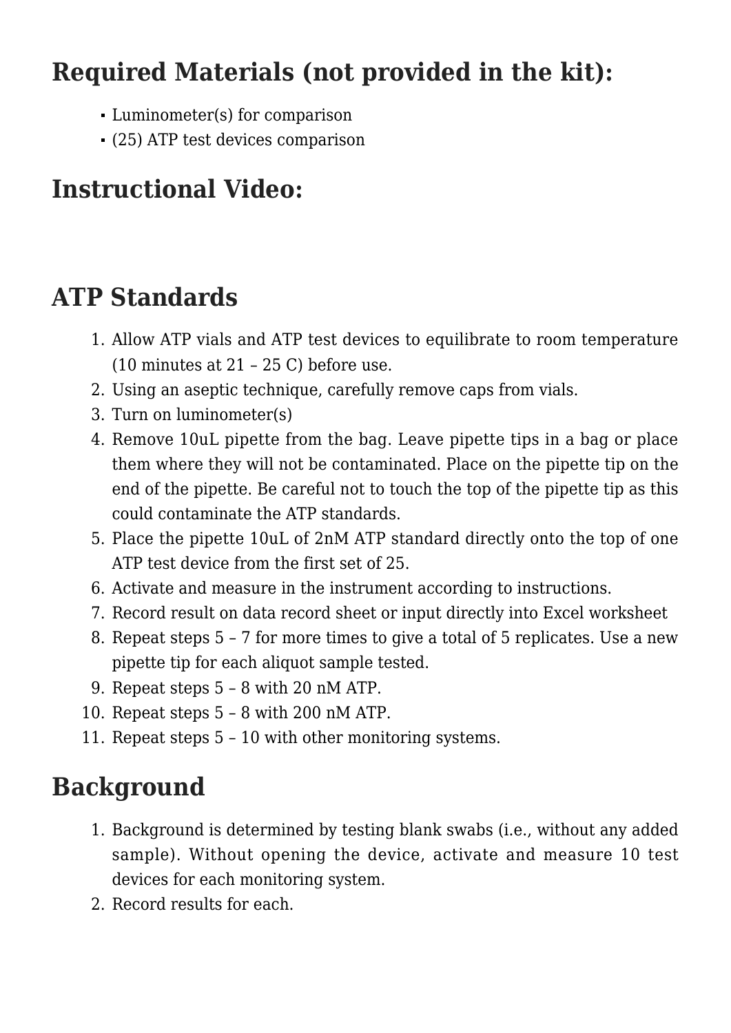## Required Materials (not provided in the kit):

- Luminometer(s) for comparison
- (25) ATP test devices comparison

## Instructional Video:

## ATP Standards

1. Allow ATP vials and ATP test devices to equilibrate to room temperature (10 minutes at 21 – 25 C) before use.
2. Using an aseptic technique, carefully remove caps from vials.
3. Turn on luminometer(s)
4. Remove 10uL pipette from the bag. Leave pipette tips in a bag or place them where they will not be contaminated. Place on the pipette tip on the end of the pipette. Be careful not to touch the top of the pipette tip as this could contaminate the ATP standards.
5. Place the pipette 10uL of 2nM ATP standard directly onto the top of one ATP test device from the first set of 25.
6. Activate and measure in the instrument according to instructions.
7. Record result on data record sheet or input directly into Excel worksheet
8. Repeat steps 5 – 7 for more times to give a total of 5 replicates. Use a new pipette tip for each aliquot sample tested.
9. Repeat steps 5 – 8 with 20 nM ATP.
10. Repeat steps 5 – 8 with 200 nM ATP.
11. Repeat steps 5 – 10 with other monitoring systems.

## Background

1. Background is determined by testing blank swabs (i.e., without any added sample). Without opening the device, activate and measure 10 test devices for each monitoring system.
2. Record results for each.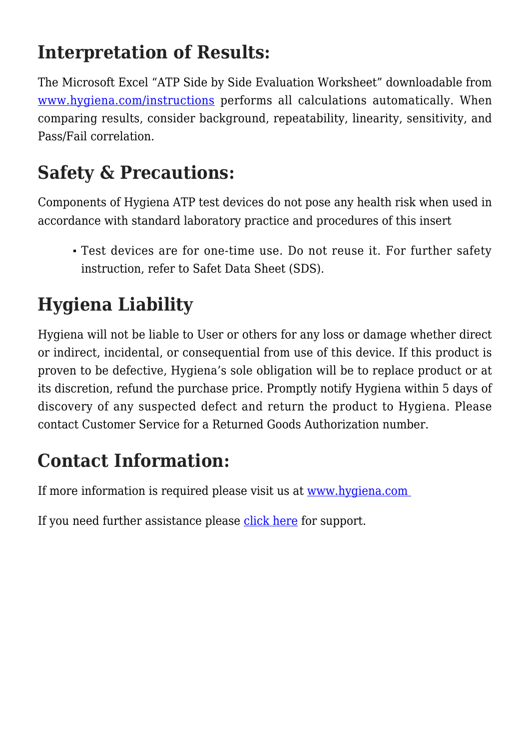## Interpretation of Results:

The Microsoft Excel "ATP Side by Side Evaluation Worksheet" downloadable from [www.hygiena.com/instructions](www.hygiena.com/instructions) performs all calculations automatically. When comparing results, consider background, repeatability, linearity, sensitivity, and Pass/Fail correlation.

## Safety & Precautions:

Components of Hygiena ATP test devices do not pose any health risk when used in accordance with standard laboratory practice and procedures of this insert

- Test devices are for one-time use. Do not reuse it. For further safety instruction, refer to Safet Data Sheet (SDS).

## Hygiena Liability

Hygiena will not be liable to User or others for any loss or damage whether direct or indirect, incidental, or consequential from use of this device. If this product is proven to be defective, Hygiena's sole obligation will be to replace product or at its discretion, refund the purchase price. Promptly notify Hygiena within 5 days of discovery of any suspected defect and return the product to Hygiena. Please contact Customer Service for a Returned Goods Authorization number.

## Contact Information:

If more information is required please visit us at [www.hygiena.com](www.hygiena.com)

If you need further assistance please click here for support.